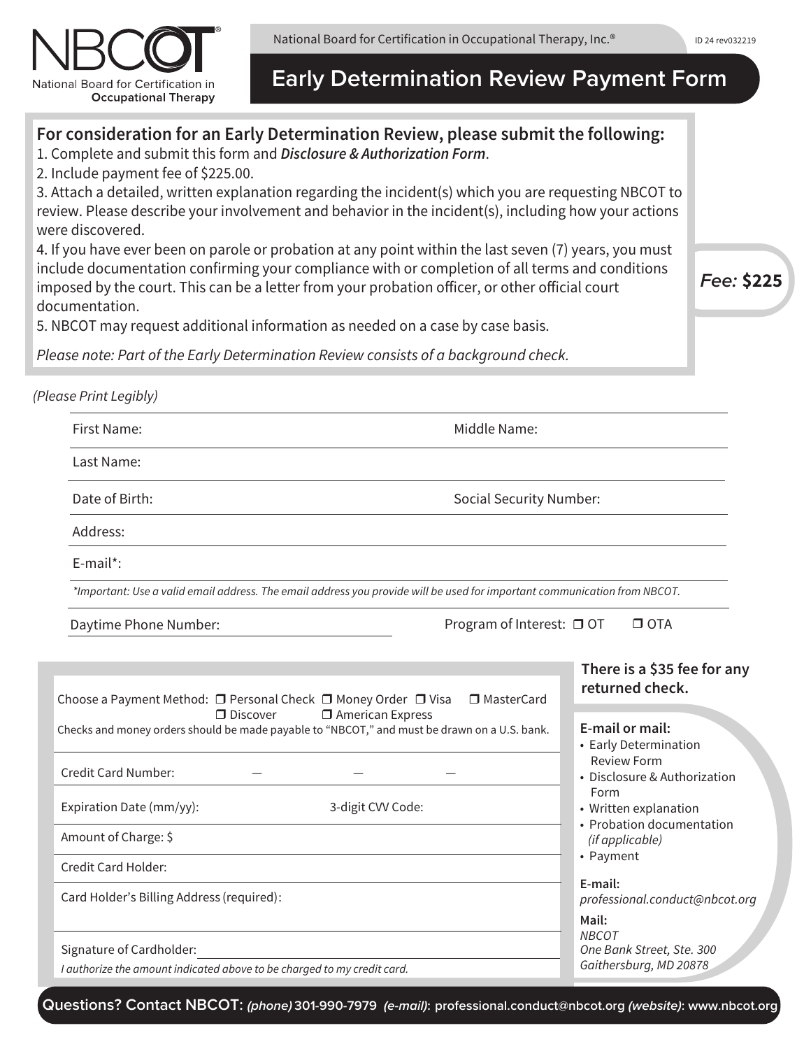National Board for Certification in Occupational Therapy, Inc.®

ID 24 rev032219

# Early Determination Review Payment Form

## For consideration for an Early Determination Review, please submit the following:

1. Complete and submit this form and ***Disclosure & Authorization Form***.
2. Include payment fee of $225.00.
3. Attach a detailed, written explanation regarding the incident(s) which you are requesting NBCOT to review. Please describe your involvement and behavior in the incident(s), including how your actions were discovered.
4. If you have ever been on parole or probation at any point within the last seven (7) years, you must include documentation confirming your compliance with or completion of all terms and conditions imposed by the court. This can be a letter from your probation officer, or other official court documentation.
5. NBCOT may request additional information as needed on a case by case basis.

*Please note: Part of the Early Determination Review consists of a background check.*

***Fee:* $225**

*(Please Print Legibly)*

First Name: Middle Name:

Last Name:

Date of Birth: Social Security Number:

Address:

E-mail*:

*\*Important: Use a valid email address. The email address you provide will be used for important communication from NBCOT.*

Daytime Phone Number: Program of Interest: ☐ OT ☐ OTA

Choose a Payment Method: ☐ Personal Check ☐ Money Order ☐ Visa ☐ MasterCard ☐ Discover ☐ American Express

Checks and money orders should be made payable to "NBCOT," and must be drawn on a U.S. bank.

Credit Card Number: — — —

Expiration Date (mm/yy): 3-digit CVV Code:

Amount of Charge: $

Credit Card Holder:

Card Holder's Billing Address (required):

Signature of Cardholder:

*I authorize the amount indicated above to be charged to my credit card.*

**There is a $35 fee for any returned check.**

**E-mail or mail:**

- Early Determination Review Form
- Disclosure & Authorization Form
- Written explanation
- Probation documentation *(if applicable)*
- Payment

**E-mail:**
*professional.conduct@nbcot.org*

**Mail:**
*NBCOT*
*One Bank Street, Ste. 300*
*Gaithersburg, MD 20878*

**Questions? Contact NBCOT:** ***(phone)*** **301-990-7979** ***(e-mail)*:** **professional.conduct@nbcot.org** ***(website)*:** **www.nbcot.org**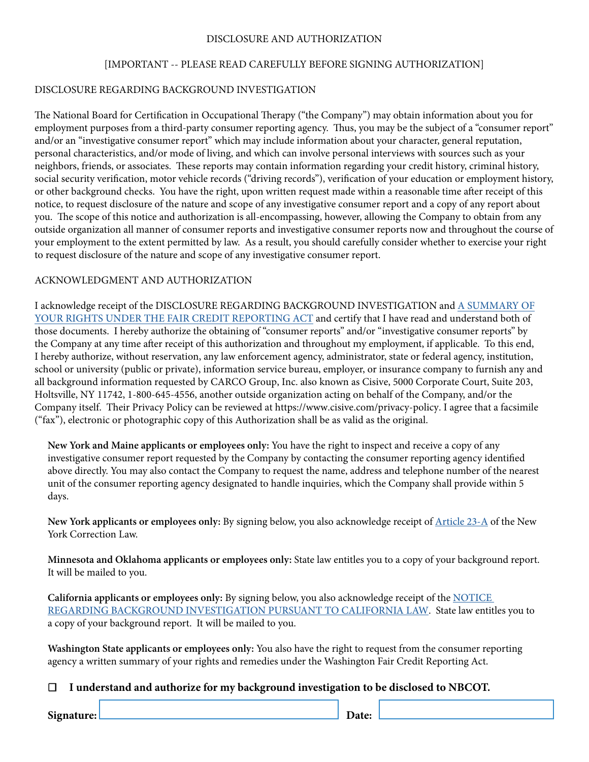# DISCLOSURE AND AUTHORIZATION

[IMPORTANT -- PLEASE READ CAREFULLY BEFORE SIGNING AUTHORIZATION]

## DISCLOSURE REGARDING BACKGROUND INVESTIGATION

The National Board for Certification in Occupational Therapy ("the Company") may obtain information about you for employment purposes from a third-party consumer reporting agency. Thus, you may be the subject of a "consumer report" and/or an "investigative consumer report" which may include information about your character, general reputation, personal characteristics, and/or mode of living, and which can involve personal interviews with sources such as your neighbors, friends, or associates. These reports may contain information regarding your credit history, criminal history, social security verification, motor vehicle records ("driving records"), verification of your education or employment history, or other background checks. You have the right, upon written request made within a reasonable time after receipt of this notice, to request disclosure of the nature and scope of any investigative consumer report and a copy of any report about you. The scope of this notice and authorization is all-encompassing, however, allowing the Company to obtain from any outside organization all manner of consumer reports and investigative consumer reports now and throughout the course of your employment to the extent permitted by law. As a result, you should carefully consider whether to exercise your right to request disclosure of the nature and scope of any investigative consumer report.

## ACKNOWLEDGMENT AND AUTHORIZATION

I acknowledge receipt of the DISCLOSURE REGARDING BACKGROUND INVESTIGATION and A SUMMARY OF YOUR RIGHTS UNDER THE FAIR CREDIT REPORTING ACT and certify that I have read and understand both of those documents. I hereby authorize the obtaining of "consumer reports" and/or "investigative consumer reports" by the Company at any time after receipt of this authorization and throughout my employment, if applicable. To this end, I hereby authorize, without reservation, any law enforcement agency, administrator, state or federal agency, institution, school or university (public or private), information service bureau, employer, or insurance company to furnish any and all background information requested by CARCO Group, Inc. also known as Cisive, 5000 Corporate Court, Suite 203, Holtsville, NY 11742, 1-800-645-4556, another outside organization acting on behalf of the Company, and/or the Company itself. Their Privacy Policy can be reviewed at https://www.cisive.com/privacy-policy. I agree that a facsimile ("fax"), electronic or photographic copy of this Authorization shall be as valid as the original.

**New York and Maine applicants or employees only:** You have the right to inspect and receive a copy of any investigative consumer report requested by the Company by contacting the consumer reporting agency identified above directly. You may also contact the Company to request the name, address and telephone number of the nearest unit of the consumer reporting agency designated to handle inquiries, which the Company shall provide within 5 days.

**New York applicants or employees only:** By signing below, you also acknowledge receipt of Article 23-A of the New York Correction Law.

**Minnesota and Oklahoma applicants or employees only:** State law entitles you to a copy of your background report. It will be mailed to you.

**California applicants or employees only:** By signing below, you also acknowledge receipt of the NOTICE REGARDING BACKGROUND INVESTIGATION PURSUANT TO CALIFORNIA LAW. State law entitles you to a copy of your background report. It will be mailed to you.

**Washington State applicants or employees only:** You also have the right to request from the consumer reporting agency a written summary of your rights and remedies under the Washington Fair Credit Reporting Act.

☐ **I understand and authorize for my background investigation to be disclosed to NBCOT.**

**Signature:** ____________________ **Date:** ____________________